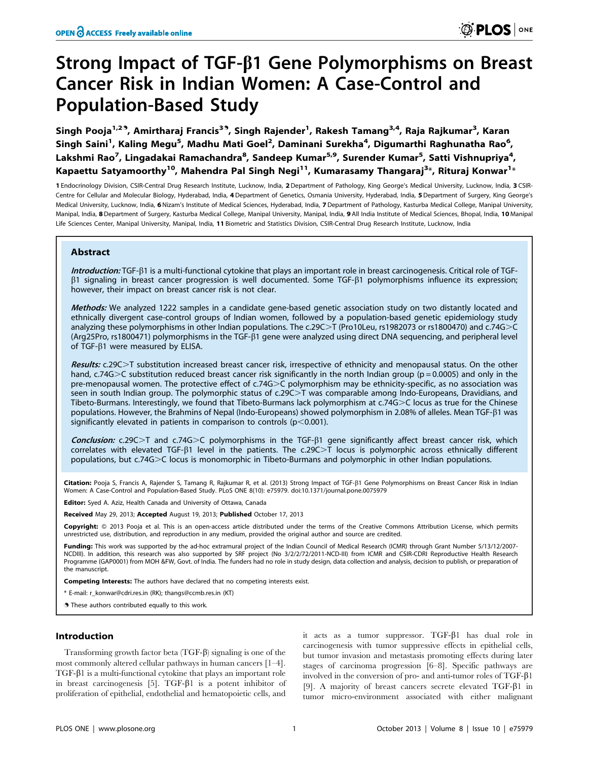# Strong Impact of TGF-β1 Gene Polymorphisms on Breast Cancer Risk in Indian Women: A Case-Control and Population-Based Study

**Singh Pooja[1,2], Amirtharaj Francis[3], Singh Rajender[1], Rakesh Tamang[3,4], Raja Rajkumar[3], Karan Singh Saini[1], Kaling Megu[5], Madhu Mati Goel[2], Daminani Surekha[4], Digumarthi Raghunatha Rao[6], Lakshmi Rao[7], Lingadakai Ramachandra[8], Sandeep Kumar[5,9], Surender Kumar[5], Satti Vishnupriya[4], Kapaettu Satyamoorthy[10], Mahendra Pal Singh Negi[11], Kumarasamy Thangaraj[3]*, Rituraj Konwar[1]***

1 Endocrinology Division, CSIR-Central Drug Research Institute, Lucknow, India, 2 Department of Pathology, King George's Medical University, Lucknow, India, 3 CSIR-Centre for Cellular and Molecular Biology, Hyderabad, India, 4 Department of Genetics, Osmania University, Hyderabad, India, 5 Department of Surgery, King George's Medical University, Lucknow, India, 6 Nizam's Institute of Medical Sciences, Hyderabad, India, 7 Department of Pathology, Kasturba Medical College, Manipal University, Manipal, India, 8 Department of Surgery, Kasturba Medical College, Manipal University, Manipal, India, 9 All India Institute of Medical Sciences, Bhopal, India, 10 Manipal Life Sciences Center, Manipal University, Manipal, India, 11 Biometric and Statistics Division, CSIR-Central Drug Research Institute, Lucknow, India

## Abstract

***Introduction:*** TGF-β1 is a multi-functional cytokine that plays an important role in breast carcinogenesis. Critical role of TGF-β1 signaling in breast cancer progression is well documented. Some TGF-β1 polymorphisms influence its expression; however, their impact on breast cancer risk is not clear.

***Methods:*** We analyzed 1222 samples in a candidate gene-based genetic association study on two distantly located and ethnically divergent case-control groups of Indian women, followed by a population-based genetic epidemiology study analyzing these polymorphisms in other Indian populations. The c.29C>T (Pro10Leu, rs1982073 or rs1800470) and c.74G>C (Arg25Pro, rs1800471) polymorphisms in the TGF-β1 gene were analyzed using direct DNA sequencing, and peripheral level of TGF-β1 were measured by ELISA.

***Results:*** c.29C>T substitution increased breast cancer risk, irrespective of ethnicity and menopausal status. On the other hand, c.74G>C substitution reduced breast cancer risk significantly in the north Indian group ($p = 0.0005$) and only in the pre-menopausal women. The protective effect of c.74G>C polymorphism may be ethnicity-specific, as no association was seen in south Indian group. The polymorphic status of c.29C>T was comparable among Indo-Europeans, Dravidians, and Tibeto-Burmans. Interestingly, we found that Tibeto-Burmans lack polymorphism at c.74G>C locus as true for the Chinese populations. However, the Brahmins of Nepal (Indo-Europeans) showed polymorphism in 2.08% of alleles. Mean TGF-β1 was significantly elevated in patients in comparison to controls ($p < 0.001$).

***Conclusion:*** c.29C>T and c.74G>C polymorphisms in the TGF-β1 gene significantly affect breast cancer risk, which correlates with elevated TGF-β1 level in the patients. The c.29C>T locus is polymorphic across ethnically different populations, but c.74G>C locus is monomorphic in Tibeto-Burmans and polymorphic in other Indian populations.

**Citation:** Pooja S, Francis A, Rajender S, Tamang R, Rajkumar R, et al. (2013) Strong Impact of TGF-β1 Gene Polymorphisms on Breast Cancer Risk in Indian Women: A Case-Control and Population-Based Study. PLoS ONE 8(10): e75979. doi:10.1371/journal.pone.0075979

**Editor:** Syed A. Aziz, Health Canada and University of Ottawa, Canada

**Received** May 29, 2013; **Accepted** August 19, 2013; **Published** October 17, 2013

**Copyright:** © 2013 Pooja et al. This is an open-access article distributed under the terms of the Creative Commons Attribution License, which permits unrestricted use, distribution, and reproduction in any medium, provided the original author and source are credited.

**Funding:** This work was supported by the ad-hoc extramural project of the Indian Council of Medical Research (ICMR) through Grant Number 5/13/12/2007-NCDIII). In addition, this research was also supported by SRF project (No 3/2/2/72/2011-NCD-III) from ICMR and CSIR-CDRI Reproductive Health Research Programme (GAP0001) from MOH &FW, Govt. of India. The funders had no role in study design, data collection and analysis, decision to publish, or preparation of the manuscript.

**Competing Interests:** The authors have declared that no competing interests exist.

\* E-mail: r_konwar@cdri.res.in (RK); thangs@ccmb.res.in (KT)

These authors contributed equally to this work.

## Introduction

Transforming growth factor beta (TGF-β) signaling is one of the most commonly altered cellular pathways in human cancers [1–4]. TGF-β1 is a multi-functional cytokine that plays an important role in breast carcinogenesis [5]. TGF-β1 is a potent inhibitor of proliferation of epithelial, endothelial and hematopoietic cells, and it acts as a tumor suppressor. TGF-β1 has dual role in carcinogenesis with tumor suppressive effects in epithelial cells, but tumor invasion and metastasis promoting effects during later stages of carcinoma progression [6–8]. Specific pathways are involved in the conversion of pro- and anti-tumor roles of TGF-β1 [9]. A majority of breast cancers secrete elevated TGF-β1 in tumor micro-environment associated with either malignant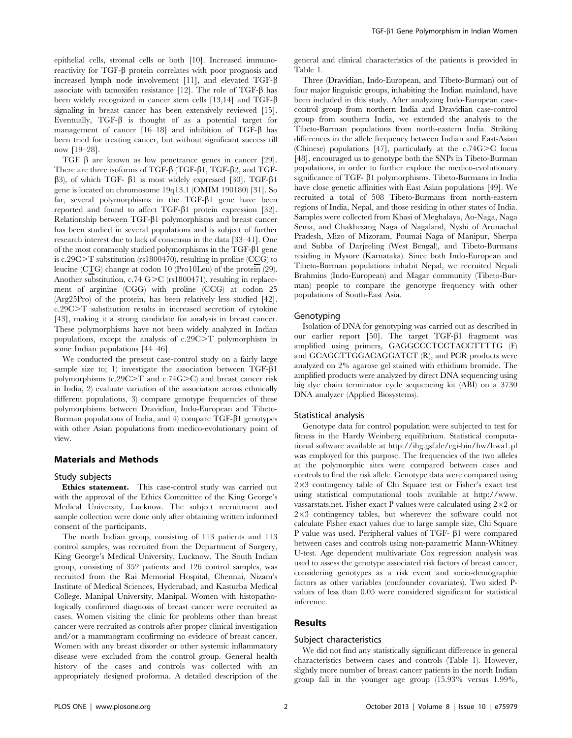epithelial cells, stromal cells or both [10]. Increased immunoreactivity for TGF-β protein correlates with poor prognosis and increased lymph node involvement [11], and elevated TGF-β associate with tamoxifen resistance [12]. The role of TGF-β has been widely recognized in cancer stem cells [13,14] and TGF-β signaling in breast cancer has been extensively reviewed [15]. Eventually, TGF-β is thought of as a potential target for management of cancer [16–18] and inhibition of TGF-β has been tried for treating cancer, but without significant success till now [19–28].

TGF β are known as low penetrance genes in cancer [29]. There are three isoforms of TGF-β (TGF-β1, TGF-β2, and TGF-β3), of which TGF- β1 is most widely expressed [30]. TGF-β1 gene is located on chromosome 19q13.1 (OMIM 190180) [31]. So far, several polymorphisms in the TGF-β1 gene have been reported and found to affect TGF-β1 protein expression [32]. Relationship between TGF-β1 polymorphisms and breast cancer has been studied in several populations and is subject of further research interest due to lack of consensus in the data [33–41]. One of the most commonly studied polymorphisms in the TGF-β1 gene is c.29C>T substitution (rs1800470), resulting in proline (CCG) to leucine (CTG) change at codon 10 (Pro10Leu) of the protein (29). Another substitution, c.74 G>C (rs1800471), resulting in replacement of arginine (CGG) with proline (CCG) at codon 25 (Arg25Pro) of the protein, has been relatively less studied [42]. c.29C>T substitution results in increased secretion of cytokine [43], making it a strong candidate for analysis in breast cancer. These polymorphisms have not been widely analyzed in Indian populations, except the analysis of c.29C>T polymorphism in some Indian populations [44–46].

We conducted the present case-control study on a fairly large sample size to; 1) investigate the association between TGF-β1 polymorphisms (c.29C>T and c.74G>C) and breast cancer risk in India, 2) evaluate variation of the association across ethnically different populations, 3) compare genotype frequencies of these polymorphisms between Dravidian, Indo-European and Tibeto-Burman populations of India, and 4) compare TGF-β1 genotypes with other Asian populations from medico-evolutionary point of view.

## Materials and Methods

### Study subjects

**Ethics statement.** This case-control study was carried out with the approval of the Ethics Committee of the King George's Medical University, Lucknow. The subject recruitment and sample collection were done only after obtaining written informed consent of the participants.

The north Indian group, consisting of 113 patients and 113 control samples, was recruited from the Department of Surgery, King George's Medical University, Lucknow. The South Indian group, consisting of 352 patients and 126 control samples, was recruited from the Rai Memorial Hospital, Chennai, Nizam's Institute of Medical Sciences, Hyderabad, and Kasturba Medical College, Manipal University, Manipal. Women with histopathologically confirmed diagnosis of breast cancer were recruited as cases. Women visiting the clinic for problems other than breast cancer were recruited as controls after proper clinical investigation and/or a mammogram confirming no evidence of breast cancer. Women with any breast disorder or other systemic inflammatory disease were excluded from the control group. General health history of the cases and controls was collected with an appropriately designed proforma. A detailed description of the general and clinical characteristics of the patients is provided in Table 1.

Three (Dravidian, Indo-European, and Tibeto-Burman) out of four major linguistic groups, inhabiting the Indian mainland, have been included in this study. After analyzing Indo-European case-control group from northern India and Dravidian case-control group from southern India, we extended the analysis to the Tibeto-Burman populations from north-eastern India. Striking differences in the allele frequency between Indian and East-Asian (Chinese) populations [47], particularly at the c.74G>C locus [48], encouraged us to genotype both the SNPs in Tibeto-Burman populations, in order to further explore the medico-evolutionary significance of TGF- β1 polymorphisms. Tibeto-Burmans in India have close genetic affinities with East Asian populations [49]. We recruited a total of 508 Tibeto-Burmans from north-eastern regions of India, Nepal, and those residing in other states of India. Samples were collected from Khasi of Meghalaya, Ao-Naga, Naga Sema, and Chakhesang Naga of Nagaland, Nyshi of Arunachal Pradesh, Mizo of Mizoram, Poumai Naga of Manipur, Sherpa and Subba of Darjeeling (West Bengal), and Tibeto-Burmans residing in Mysore (Karnataka). Since both Indo-European and Tibeto-Burman populations inhabit Nepal, we recruited Nepali Brahmins (Indo-European) and Magar community (Tibeto-Burman) people to compare the genotype frequency with other populations of South-East Asia.

### Genotyping

Isolation of DNA for genotyping was carried out as described in our earlier report [50]. The target TGF-β1 fragment was amplified using primers, GAGGCCCTCCTACCTTTTG (F) and GCAGCTTGGACAGGATCT (R), and PCR products were analyzed on 2% agarose gel stained with ethidium bromide. The amplified products were analyzed by direct DNA sequencing using big dye chain terminator cycle sequencing kit (ABI) on a 3730 DNA analyzer (Applied Biosystems).

### Statistical analysis

Genotype data for control population were subjected to test for fitness in the Hardy Weinberg equilibrium. Statistical computational software available at http://ihg.gsf.de/cgi-bin/hw/hwa1.pl was employed for this purpose. The frequencies of the two alleles at the polymorphic sites were compared between cases and controls to find the risk allele. Genotype data were compared using 2×3 contingency table of Chi Square test or Fisher's exact test using statistical computational tools available at http://www.vassarstats.net. Fisher exact P values were calculated using 2×2 or 2×3 contingency tables, but wherever the software could not calculate Fisher exact values due to large sample size, Chi Square P value was used. Peripheral values of TGF- β1 were compared between cases and controls using non-parametric Mann-Whitney U-test. Age dependent multivariate Cox regression analysis was used to assess the genotype associated risk factors of breast cancer, considering genotypes as a risk event and socio-demographic factors as other variables (confounder covariates). Two sided P-values of less than 0.05 were considered significant for statistical inference.

## Results

### Subject characteristics

We did not find any statistically significant difference in general characteristics between cases and controls (Table 1). However, slightly more number of breast cancer patients in the north Indian group fall in the younger age group (15.93% versus 1.99%,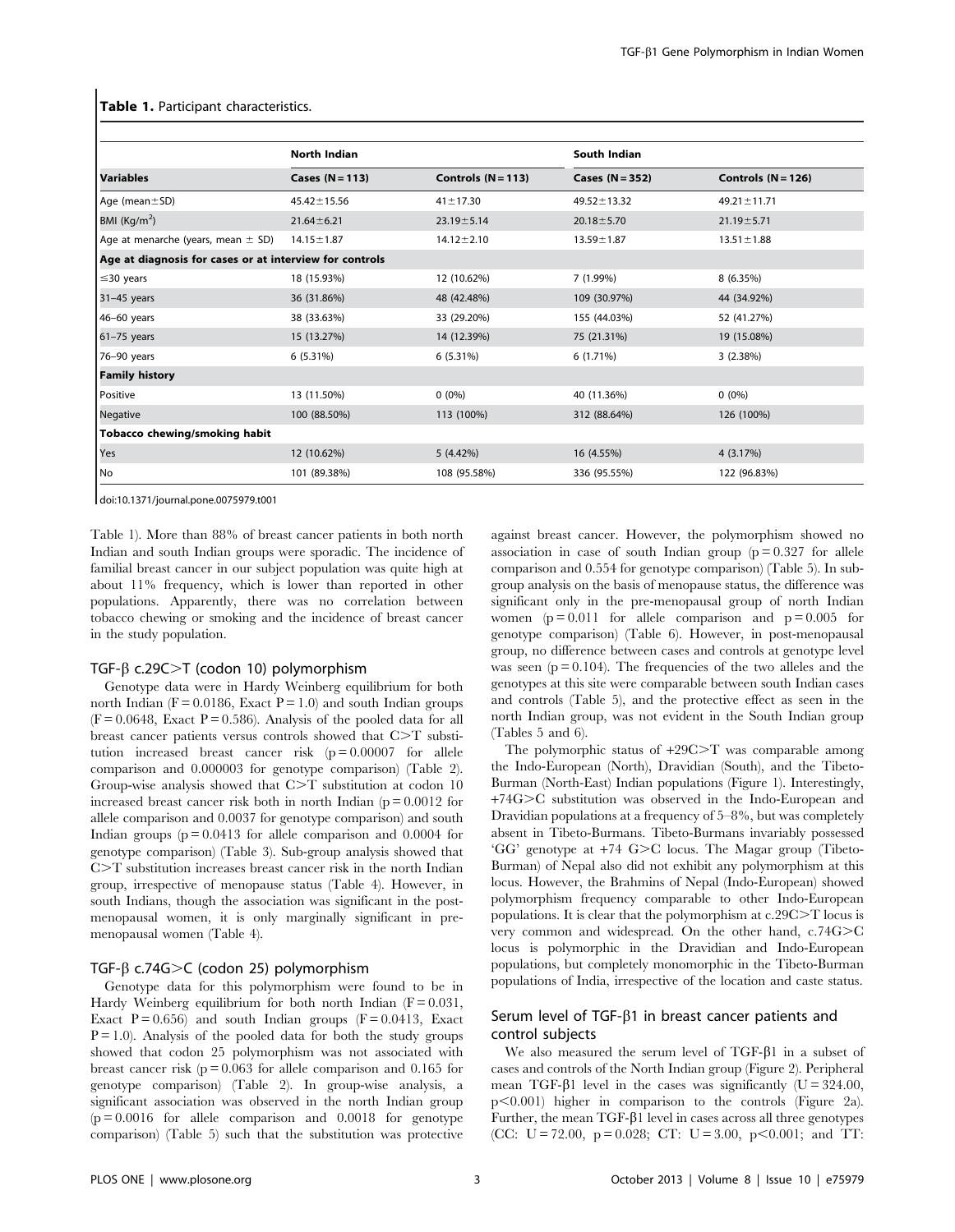**Table 1.** Participant characteristics.

| | North Indian | | South Indian | |
|---|---|---|---|---|
| **Variables** | **Cases (N = 113)** | **Controls (N = 113)** | **Cases (N = 352)** | **Controls (N = 126)** |
| Age (mean±SD) | 45.42±15.56 | 41±17.30 | 49.52±13.32 | 49.21±11.71 |
| BMI (Kg/m$^2$) | 21.64±6.21 | 23.19±5.14 | 20.18±5.70 | 21.19±5.71 |
| Age at menarche (years, mean ± SD) | 14.15±1.87 | 14.12±2.10 | 13.59±1.87 | 13.51±1.88 |
| **Age at diagnosis for cases or at interview for controls** | | | | |
| ≤30 years | 18 (15.93%) | 12 (10.62%) | 7 (1.99%) | 8 (6.35%) |
| 31–45 years | 36 (31.86%) | 48 (42.48%) | 109 (30.97%) | 44 (34.92%) |
| 46–60 years | 38 (33.63%) | 33 (29.20%) | 155 (44.03%) | 52 (41.27%) |
| 61–75 years | 15 (13.27%) | 14 (12.39%) | 75 (21.31%) | 19 (15.08%) |
| 76–90 years | 6 (5.31%) | 6 (5.31%) | 6 (1.71%) | 3 (2.38%) |
| **Family history** | | | | |
| Positive | 13 (11.50%) | 0 (0%) | 40 (11.36%) | 0 (0%) |
| Negative | 100 (88.50%) | 113 (100%) | 312 (88.64%) | 126 (100%) |
| **Tobacco chewing/smoking habit** | | | | |
| Yes | 12 (10.62%) | 5 (4.42%) | 16 (4.55%) | 4 (3.17%) |
| No | 101 (89.38%) | 108 (95.58%) | 336 (95.55%) | 122 (96.83%) |

doi:10.1371/journal.pone.0075979.t001

Table 1). More than 88% of breast cancer patients in both north Indian and south Indian groups were sporadic. The incidence of familial breast cancer in our subject population was quite high at about 11% frequency, which is lower than reported in other populations. Apparently, there was no correlation between tobacco chewing or smoking and the incidence of breast cancer in the study population.

### TGF-β c.29C>T (codon 10) polymorphism

Genotype data were in Hardy Weinberg equilibrium for both north Indian (F = 0.0186, Exact P = 1.0) and south Indian groups (F = 0.0648, Exact P = 0.586). Analysis of the pooled data for all breast cancer patients versus controls showed that C>T substitution increased breast cancer risk (p = 0.00007 for allele comparison and 0.000003 for genotype comparison) (Table 2). Group-wise analysis showed that C>T substitution at codon 10 increased breast cancer risk both in north Indian (p = 0.0012 for allele comparison and 0.0037 for genotype comparison) and south Indian groups (p = 0.0413 for allele comparison and 0.0004 for genotype comparison) (Table 3). Sub-group analysis showed that C>T substitution increases breast cancer risk in the north Indian group, irrespective of menopause status (Table 4). However, in south Indians, though the association was significant in the post-menopausal women, it is only marginally significant in pre-menopausal women (Table 4).

### TGF-β c.74G>C (codon 25) polymorphism

Genotype data for this polymorphism were found to be in Hardy Weinberg equilibrium for both north Indian (F = 0.031, Exact P = 0.656) and south Indian groups (F = 0.0413, Exact P = 1.0). Analysis of the pooled data for both the study groups showed that codon 25 polymorphism was not associated with breast cancer risk (p = 0.063 for allele comparison and 0.165 for genotype comparison) (Table 2). In group-wise analysis, a significant association was observed in the north Indian group (p = 0.0016 for allele comparison and 0.0018 for genotype comparison) (Table 5) such that the substitution was protective against breast cancer. However, the polymorphism showed no association in case of south Indian group (p = 0.327 for allele comparison and 0.554 for genotype comparison) (Table 5). In sub-group analysis on the basis of menopause status, the difference was significant only in the pre-menopausal group of north Indian women (p = 0.011 for allele comparison and p = 0.005 for genotype comparison) (Table 6). However, in post-menopausal group, no difference between cases and controls at genotype level was seen (p = 0.104). The frequencies of the two alleles and the genotypes at this site were comparable between south Indian cases and controls (Table 5), and the protective effect as seen in the north Indian group, was not evident in the South Indian group (Tables 5 and 6).

The polymorphic status of +29C>T was comparable among the Indo-European (North), Dravidian (South), and the Tibeto-Burman (North-East) Indian populations (Figure 1). Interestingly, +74G>C substitution was observed in the Indo-European and Dravidian populations at a frequency of 5–8%, but was completely absent in Tibeto-Burmans. Tibeto-Burmans invariably possessed 'GG' genotype at +74 G>C locus. The Magar group (Tibeto-Burman) of Nepal also did not exhibit any polymorphism at this locus. However, the Brahmins of Nepal (Indo-European) showed polymorphism frequency comparable to other Indo-European populations. It is clear that the polymorphism at c.29C>T locus is very common and widespread. On the other hand, c.74G>C locus is polymorphic in the Dravidian and Indo-European populations, but completely monomorphic in the Tibeto-Burman populations of India, irrespective of the location and caste status.

### Serum level of TGF-β1 in breast cancer patients and control subjects

We also measured the serum level of TGF-β1 in a subset of cases and controls of the North Indian group (Figure 2). Peripheral mean TGF-β1 level in the cases was significantly (U = 324.00, $p<0.001$) higher in comparison to the controls (Figure 2a). Further, the mean TGF-β1 level in cases across all three genotypes (CC: U = 72.00, p = 0.028; CT: U = 3.00, $p<0.001$; and TT: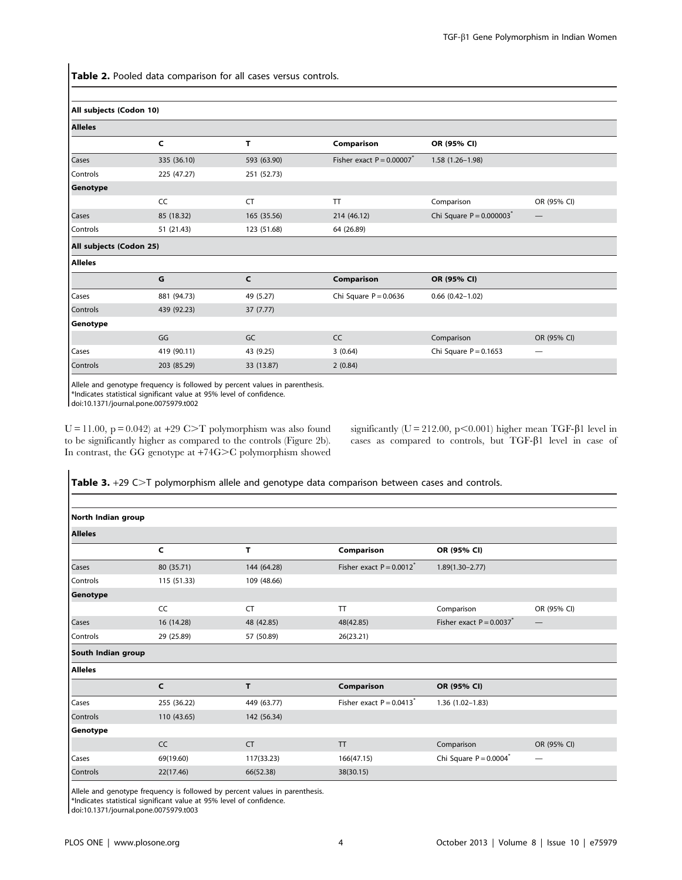**Table 2.** Pooled data comparison for all cases versus controls.

| | | | | | |
|---|---|---|---|---|---|
| **All subjects (Codon 10)** | | | | | |
| **Alleles** | | | | | |
| | **C** | **T** | **Comparison** | **OR (95% CI)** | |
| Cases | 335 (36.10) | 593 (63.90) | Fisher exact P = 0.00007* | 1.58 (1.26–1.98) | |
| Controls | 225 (47.27) | 251 (52.73) | | | |
| **Genotype** | | | | | |
| | CC | CT | TT | Comparison | OR (95% CI) |
| Cases | 85 (18.32) | 165 (35.56) | 214 (46.12) | Chi Square P = 0.000003* | — |
| Controls | 51 (21.43) | 123 (51.68) | 64 (26.89) | | |
| **All subjects (Codon 25)** | | | | | |
| **Alleles** | | | | | |
| | **G** | **C** | **Comparison** | **OR (95% CI)** | |
| Cases | 881 (94.73) | 49 (5.27) | Chi Square P = 0.0636 | 0.66 (0.42–1.02) | |
| Controls | 439 (92.23) | 37 (7.77) | | | |
| **Genotype** | | | | | |
| | GG | GC | CC | Comparison | OR (95% CI) |
| Cases | 419 (90.11) | 43 (9.25) | 3 (0.64) | Chi Square P = 0.1653 | — |
| Controls | 203 (85.29) | 33 (13.87) | 2 (0.84) | | |

Allele and genotype frequency is followed by percent values in parenthesis.
*Indicates statistical significant value at 95% level of confidence.
doi:10.1371/journal.pone.0075979.t002

U = 11.00, p = 0.042) at +29 C>T polymorphism was also found to be significantly higher as compared to the controls (Figure 2b). In contrast, the GG genotype at +74G>C polymorphism showed significantly (U = 212.00, p<0.001) higher mean TGF-β1 level in cases as compared to controls, but TGF-β1 level in case of

**Table 3.** +29 C>T polymorphism allele and genotype data comparison between cases and controls.

| | | | | | |
|---|---|---|---|---|---|
| **North Indian group** | | | | | |
| **Alleles** | | | | | |
| | **C** | **T** | **Comparison** | **OR (95% CI)** | |
| Cases | 80 (35.71) | 144 (64.28) | Fisher exact P = 0.0012* | 1.89(1.30–2.77) | |
| Controls | 115 (51.33) | 109 (48.66) | | | |
| **Genotype** | | | | | |
| | CC | CT | TT | Comparison | OR (95% CI) |
| Cases | 16 (14.28) | 48 (42.85) | 48(42.85) | Fisher exact P = 0.0037* | — |
| Controls | 29 (25.89) | 57 (50.89) | 26(23.21) | | |
| **South Indian group** | | | | | |
| **Alleles** | | | | | |
| | **C** | **T** | **Comparison** | **OR (95% CI)** | |
| Cases | 255 (36.22) | 449 (63.77) | Fisher exact P = 0.0413* | 1.36 (1.02–1.83) | |
| Controls | 110 (43.65) | 142 (56.34) | | | |
| **Genotype** | | | | | |
| | CC | CT | TT | Comparison | OR (95% CI) |
| Cases | 69(19.60) | 117(33.23) | 166(47.15) | Chi Square P = 0.0004* | — |
| Controls | 22(17.46) | 66(52.38) | 38(30.15) | | |

Allele and genotype frequency is followed by percent values in parenthesis.
*Indicates statistical significant value at 95% level of confidence.
doi:10.1371/journal.pone.0075979.t003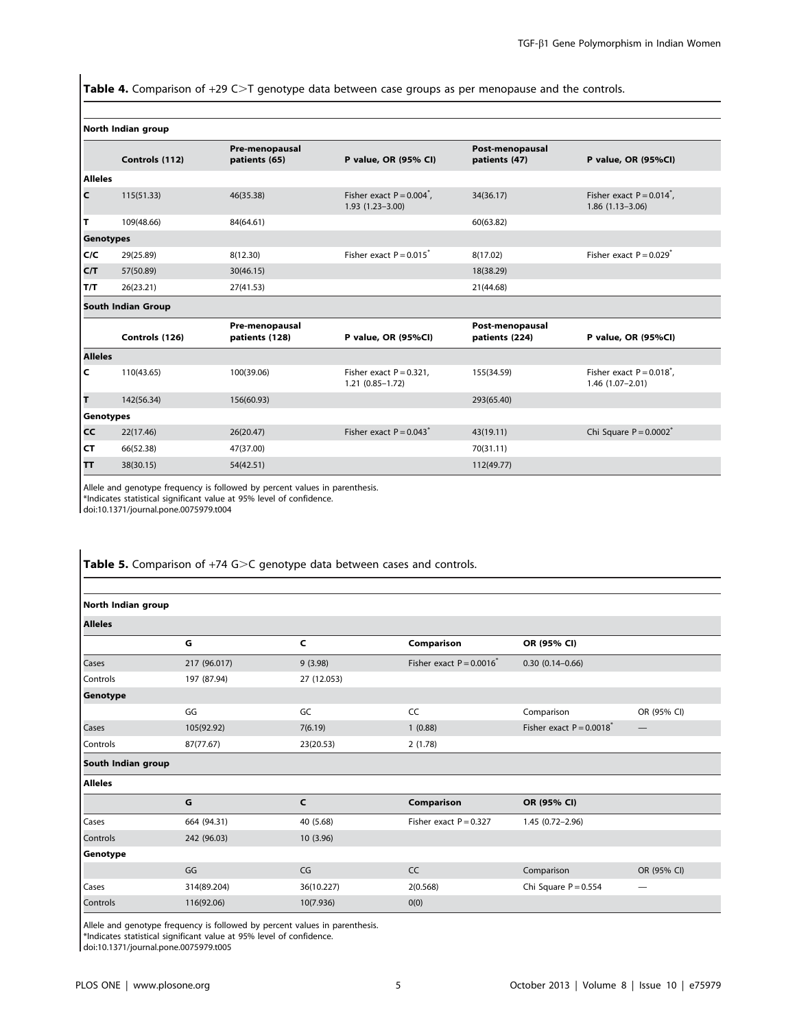**Table 4.** Comparison of +29 C>T genotype data between case groups as per menopause and the controls.

| North Indian group | | | | | |
|---|---|---|---|---|---|
| | **Controls (112)** | **Pre-menopausal patients (65)** | **P value, OR (95% CI)** | **Post-menopausal patients (47)** | **P value, OR (95%CI)** |
| **Alleles** | | | | | |
| **C** | 115(51.33) | 46(35.38) | Fisher exact P = 0.004*, 1.93 (1.23–3.00) | 34(36.17) | Fisher exact P = 0.014*, 1.86 (1.13–3.06) |
| **T** | 109(48.66) | 84(64.61) | | 60(63.82) | |
| **Genotypes** | | | | | |
| **C/C** | 29(25.89) | 8(12.30) | Fisher exact P = 0.015* | 8(17.02) | Fisher exact P = 0.029* |
| **C/T** | 57(50.89) | 30(46.15) | | 18(38.29) | |
| **T/T** | 26(23.21) | 27(41.53) | | 21(44.68) | |
| **South Indian Group** | | | | | |
| | **Controls (126)** | **Pre-menopausal patients (128)** | **P value, OR (95%CI)** | **Post-menopausal patients (224)** | **P value, OR (95%CI)** |
| **Alleles** | | | | | |
| **C** | 110(43.65) | 100(39.06) | Fisher exact P = 0.321, 1.21 (0.85–1.72) | 155(34.59) | Fisher exact P = 0.018*, 1.46 (1.07–2.01) |
| **T** | 142(56.34) | 156(60.93) | | 293(65.40) | |
| **Genotypes** | | | | | |
| **CC** | 22(17.46) | 26(20.47) | Fisher exact P = 0.043* | 43(19.11) | Chi Square P = 0.0002* |
| **CT** | 66(52.38) | 47(37.00) | | 70(31.11) | |
| **TT** | 38(30.15) | 54(42.51) | | 112(49.77) | |

Allele and genotype frequency is followed by percent values in parenthesis.
*Indicates statistical significant value at 95% level of confidence.
doi:10.1371/journal.pone.0075979.t004

**Table 5.** Comparison of +74 G>C genotype data between cases and controls.

| North Indian group | | | | | |
|---|---|---|---|---|---|
| **Alleles** | | | | | |
| | **G** | **C** | **Comparison** | **OR (95% CI)** | |
| Cases | 217 (96.017) | 9 (3.98) | Fisher exact P = 0.0016* | 0.30 (0.14–0.66) | |
| Controls | 197 (87.94) | 27 (12.053) | | | |
| **Genotype** | | | | | |
| | GG | GC | CC | Comparison | OR (95% CI) |
| Cases | 105(92.92) | 7(6.19) | 1 (0.88) | Fisher exact P = 0.0018* | — |
| Controls | 87(77.67) | 23(20.53) | 2 (1.78) | | |
| **South Indian group** | | | | | |
| **Alleles** | | | | | |
| | **G** | **C** | **Comparison** | **OR (95% CI)** | |
| Cases | 664 (94.31) | 40 (5.68) | Fisher exact P = 0.327 | 1.45 (0.72–2.96) | |
| Controls | 242 (96.03) | 10 (3.96) | | | |
| **Genotype** | | | | | |
| | GG | CG | CC | Comparison | OR (95% CI) |
| Cases | 314(89.204) | 36(10.227) | 2(0.568) | Chi Square P = 0.554 | — |
| Controls | 116(92.06) | 10(7.936) | 0(0) | | |

Allele and genotype frequency is followed by percent values in parenthesis.
*Indicates statistical significant value at 95% level of confidence.
doi:10.1371/journal.pone.0075979.t005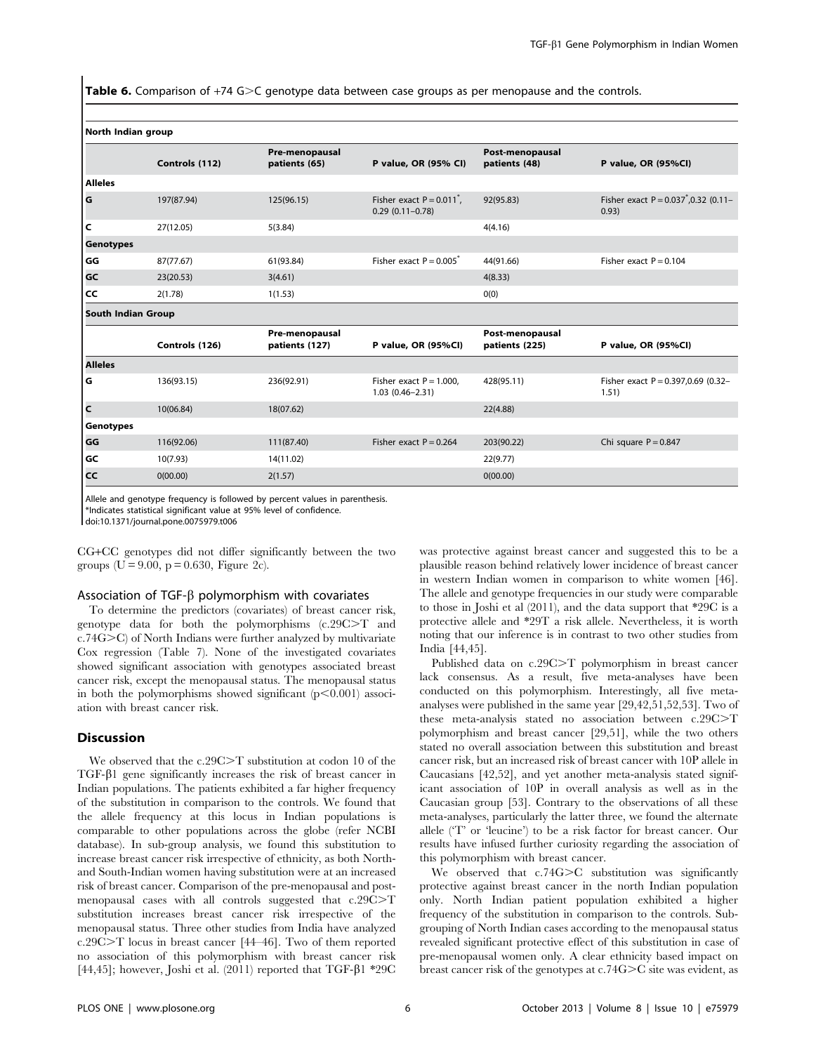**Table 6.** Comparison of +74 G>C genotype data between case groups as per menopause and the controls.

| North Indian group | | | | | |
|---|---|---|---|---|---|
| | Controls (112) | Pre-menopausal patients (65) | P value, OR (95% CI) | Post-menopausal patients (48) | P value, OR (95%CI) |
| **Alleles** | | | | | |
| **G** | 197(87.94) | 125(96.15) | Fisher exact P = 0.011*, 0.29 (0.11–0.78) | 92(95.83) | Fisher exact P = 0.037*,0.32 (0.11–0.93) |
| **C** | 27(12.05) | 5(3.84) | | 4(4.16) | |
| **Genotypes** | | | | | |
| **GG** | 87(77.67) | 61(93.84) | Fisher exact P = 0.005* | 44(91.66) | Fisher exact P = 0.104 |
| **GC** | 23(20.53) | 3(4.61) | | 4(8.33) | |
| **CC** | 2(1.78) | 1(1.53) | | 0(0) | |
| **South Indian Group** | | | | | |
| | Controls (126) | Pre-menopausal patients (127) | P value, OR (95%CI) | Post-menopausal patients (225) | P value, OR (95%CI) |
| **Alleles** | | | | | |
| **G** | 136(93.15) | 236(92.91) | Fisher exact P = 1.000, 1.03 (0.46–2.31) | 428(95.11) | Fisher exact P = 0.397,0.69 (0.32–1.51) |
| **C** | 10(06.84) | 18(07.62) | | 22(4.88) | |
| **Genotypes** | | | | | |
| **GG** | 116(92.06) | 111(87.40) | Fisher exact P = 0.264 | 203(90.22) | Chi square P = 0.847 |
| **GC** | 10(7.93) | 14(11.02) | | 22(9.77) | |
| **CC** | 0(00.00) | 2(1.57) | | 0(00.00) | |

Allele and genotype frequency is followed by percent values in parenthesis.
*Indicates statistical significant value at 95% level of confidence.
doi:10.1371/journal.pone.0075979.t006

CG+CC genotypes did not differ significantly between the two groups ($U = 9.00$, $p = 0.630$, Figure 2c).

### Association of TGF-β polymorphism with covariates

To determine the predictors (covariates) of breast cancer risk, genotype data for both the polymorphisms (c.29C>T and c.74G>C) of North Indians were further analyzed by multivariate Cox regression (Table 7). None of the investigated covariates showed significant association with genotypes associated breast cancer risk, except the menopausal status. The menopausal status in both the polymorphisms showed significant ($p<0.001$) association with breast cancer risk.

## Discussion

We observed that the c.29C>T substitution at codon 10 of the TGF-β1 gene significantly increases the risk of breast cancer in Indian populations. The patients exhibited a far higher frequency of the substitution in comparison to the controls. We found that the allele frequency at this locus in Indian populations is comparable to other populations across the globe (refer NCBI database). In sub-group analysis, we found this substitution to increase breast cancer risk irrespective of ethnicity, as both North- and South-Indian women having substitution were at an increased risk of breast cancer. Comparison of the pre-menopausal and post-menopausal cases with all controls suggested that c.29C>T substitution increases breast cancer risk irrespective of the menopausal status. Three other studies from India have analyzed c.29C>T locus in breast cancer [44–46]. Two of them reported no association of this polymorphism with breast cancer risk [44,45]; however, Joshi et al. (2011) reported that TGF-β1 *29C was protective against breast cancer and suggested this to be a plausible reason behind relatively lower incidence of breast cancer in western Indian women in comparison to white women [46]. The allele and genotype frequencies in our study were comparable to those in Joshi et al (2011), and the data support that *29C is a protective allele and *29T a risk allele. Nevertheless, it is worth noting that our inference is in contrast to two other studies from India [44,45].

Published data on c.29C>T polymorphism in breast cancer lack consensus. As a result, five meta-analyses have been conducted on this polymorphism. Interestingly, all five meta-analyses were published in the same year [29,42,51,52,53]. Two of these meta-analysis stated no association between c.29C>T polymorphism and breast cancer [29,51], while the two others stated no overall association between this substitution and breast cancer risk, but an increased risk of breast cancer with 10P allele in Caucasians [42,52], and yet another meta-analysis stated significant association of 10P in overall analysis as well as in the Caucasian group [53]. Contrary to the observations of all these meta-analyses, particularly the latter three, we found the alternate allele ('T' or 'leucine') to be a risk factor for breast cancer. Our results have infused further curiosity regarding the association of this polymorphism with breast cancer.

We observed that c.74G>C substitution was significantly protective against breast cancer in the north Indian population only. North Indian patient population exhibited a higher frequency of the substitution in comparison to the controls. Sub-grouping of North Indian cases according to the menopausal status revealed significant protective effect of this substitution in case of pre-menopausal women only. A clear ethnicity based impact on breast cancer risk of the genotypes at c.74G>C site was evident, as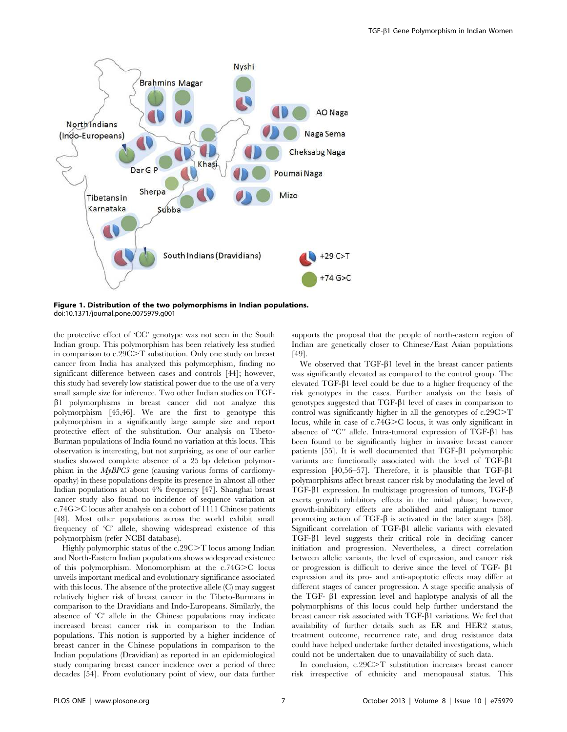**Figure 1. Distribution of the two polymorphisms in Indian populations.**
doi:10.1371/journal.pone.0075979.g001

the protective effect of 'CC' genotype was not seen in the South Indian group. This polymorphism has been relatively less studied in comparison to c.29C>T substitution. Only one study on breast cancer from India has analyzed this polymorphism, finding no significant difference between cases and controls [44]; however, this study had severely low statistical power due to the use of a very small sample size for inference. Two other Indian studies on TGF-β1 polymorphisms in breast cancer did not analyze this polymorphism [45,46]. We are the first to genotype this polymorphism in a significantly large sample size and report protective effect of the substitution. Our analysis on Tibeto-Burman populations of India found no variation at this locus. This observation is interesting, but not surprising, as one of our earlier studies showed complete absence of a 25 bp deletion polymorphism in the *MyBPC3* gene (causing various forms of cardiomyopathy) in these populations despite its presence in almost all other Indian populations at about 4% frequency [47]. Shanghai breast cancer study also found no incidence of sequence variation at c.74G>C locus after analysis on a cohort of 1111 Chinese patients [48]. Most other populations across the world exhibit small frequency of 'C' allele, showing widespread existence of this polymorphism (refer NCBI database).

Highly polymorphic status of the c.29C>T locus among Indian and North-Eastern Indian populations shows widespread existence of this polymorphism. Monomorphism at the c.74G>C locus unveils important medical and evolutionary significance associated with this locus. The absence of the protective allele (C) may suggest relatively higher risk of breast cancer in the Tibeto-Burmans in comparison to the Dravidians and Indo-Europeans. Similarly, the absence of 'C' allele in the Chinese populations may indicate increased breast cancer risk in comparison to the Indian populations. This notion is supported by a higher incidence of breast cancer in the Chinese populations in comparison to the Indian populations (Dravidian) as reported in an epidemiological study comparing breast cancer incidence over a period of three decades [54]. From evolutionary point of view, our data further supports the proposal that the people of north-eastern region of Indian are genetically closer to Chinese/East Asian populations [49].

We observed that TGF-β1 level in the breast cancer patients was significantly elevated as compared to the control group. The elevated TGF-β1 level could be due to a higher frequency of the risk genotypes in the cases. Further analysis on the basis of genotypes suggested that TGF-β1 level of cases in comparison to control was significantly higher in all the genotypes of c.29C>T locus, while in case of c.74G>C locus, it was only significant in absence of "C" allele. Intra-tumoral expression of TGF-β1 has been found to be significantly higher in invasive breast cancer patients [55]. It is well documented that TGF-β1 polymorphic variants are functionally associated with the level of TGF-β1 expression [40,56–57]. Therefore, it is plausible that TGF-β1 polymorphisms affect breast cancer risk by modulating the level of TGF-β1 expression. In multistage progression of tumors, TGF-β exerts growth inhibitory effects in the initial phase; however, growth-inhibitory effects are abolished and malignant tumor promoting action of TGF-β is activated in the later stages [58]. Significant correlation of TGF-β1 allelic variants with elevated TGF-β1 level suggests their critical role in deciding cancer initiation and progression. Nevertheless, a direct correlation between allelic variants, the level of expression, and cancer risk or progression is difficult to derive since the level of TGF- β1 expression and its pro- and anti-apoptotic effects may differ at different stages of cancer progression. A stage specific analysis of the TGF- β1 expression level and haplotype analysis of all the polymorphisms of this locus could help further understand the breast cancer risk associated with TGF-β1 variations. We feel that availability of further details such as ER and HER2 status, treatment outcome, recurrence rate, and drug resistance data could have helped undertake further detailed investigations, which could not be undertaken due to unavailability of such data.

In conclusion, c.29C>T substitution increases breast cancer risk irrespective of ethnicity and menopausal status. This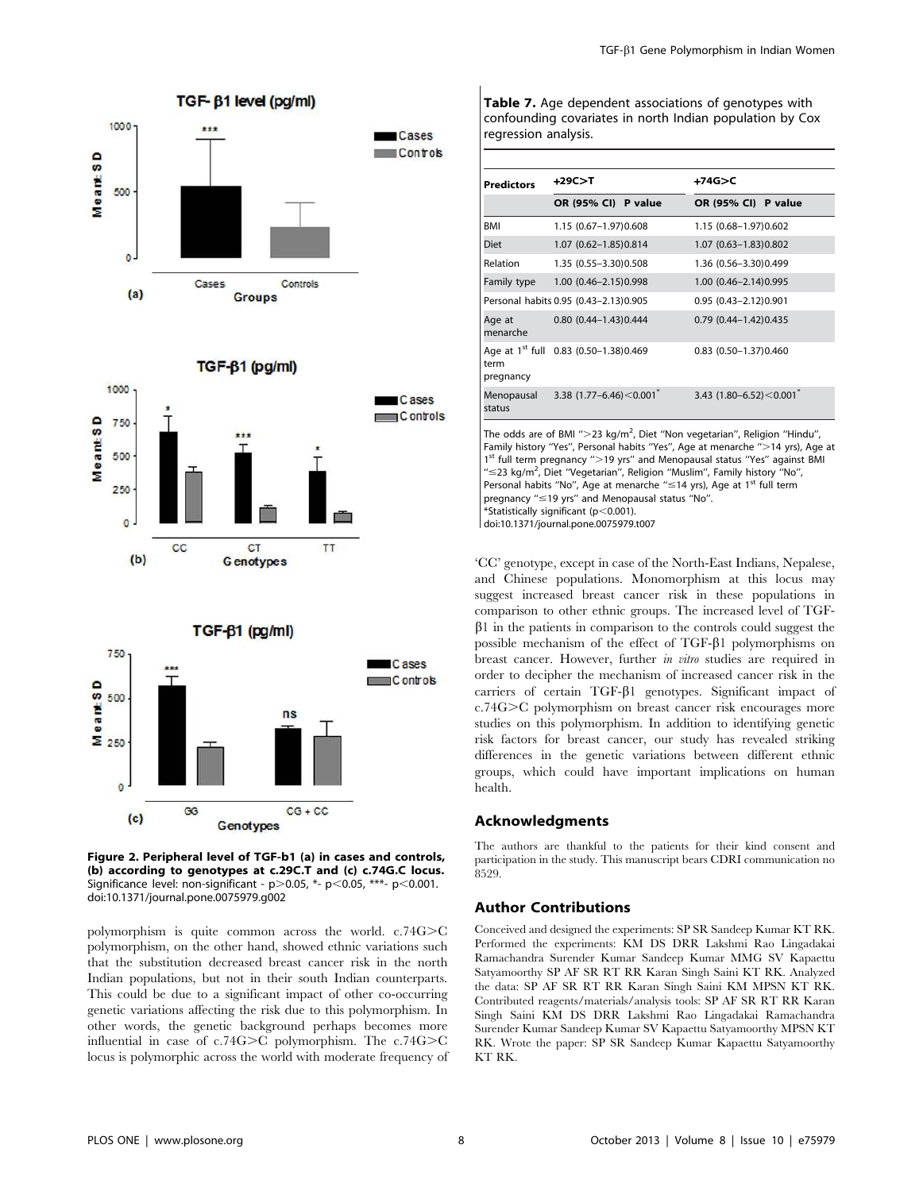Figure 2. Peripheral level of TGF-b1 (a) in cases and controls, (b) according to genotypes at c.29C.T and (c) c.74G.C locus. Significance level: non-significant - $p>0.05$, *- $p<0.05$, ***- $p<0.001$.
doi:10.1371/journal.pone.0075979.g002

polymorphism is quite common across the world. c.74G>C polymorphism, on the other hand, showed ethnic variations such that the substitution decreased breast cancer risk in the north Indian populations, but not in their south Indian counterparts. This could be due to a significant impact of other co-occurring genetic variations affecting the risk due to this polymorphism. In other words, the genetic background perhaps becomes more influential in case of c.74G>C polymorphism. The c.74G>C locus is polymorphic across the world with moderate frequency of 'CC' genotype, except in case of the North-East Indians, Nepalese, and Chinese populations. Monomorphism at this locus may suggest increased breast cancer risk in these populations in comparison to other ethnic groups. The increased level of TGF-β1 in the patients in comparison to the controls could suggest the possible mechanism of the effect of TGF-β1 polymorphisms on breast cancer. However, further *in vitro* studies are required in order to decipher the mechanism of increased cancer risk in the carriers of certain TGF-β1 genotypes. Significant impact of c.74G>C polymorphism on breast cancer risk encourages more studies on this polymorphism. In addition to identifying genetic risk factors for breast cancer, our study has revealed striking differences in the genetic variations between different ethnic groups, which could have important implications on human health.

**Table 7.** Age dependent associations of genotypes with confounding covariates in north Indian population by Cox regression analysis.

| Predictors | +29C>T | +74G>C |
|---|---|---|
| | OR (95% CI) P value | OR (95% CI) P value |
| BMI | 1.15 (0.67–1.97)0.608 | 1.15 (0.68–1.97)0.602 |
| Diet | 1.07 (0.62–1.85)0.814 | 1.07 (0.63–1.83)0.802 |
| Relation | 1.35 (0.55–3.30)0.508 | 1.36 (0.56–3.30)0.499 |
| Family type | 1.00 (0.46–2.15)0.998 | 1.00 (0.46–2.14)0.995 |
| Personal habits | 0.95 (0.43–2.13)0.905 | 0.95 (0.43–2.12)0.901 |
| Age at menarche | 0.80 (0.44–1.43)0.444 | 0.79 (0.44–1.42)0.435 |
| Age at 1st full term pregnancy | 0.83 (0.50–1.38)0.469 | 0.83 (0.50–1.37)0.460 |
| Menopausal status | 3.38 (1.77–6.46)<0.001* | 3.43 (1.80–6.52)<0.001* |

The odds are of BMI ">23 kg/m$^2$", Diet "Non vegetarian", Religion "Hindu", Family history "Yes", Personal habits "Yes", Age at menarche ">14 yrs), Age at 1st full term pregnancy ">19 yrs" and Menopausal status "Yes" against BMI "≤23 kg/m$^2$", Diet "Vegetarian", Religion "Muslim", Family history "No", Personal habits "No", Age at menarche "≤14 yrs), Age at 1st full term pregnancy "≤19 yrs" and Menopausal status "No".
*Statistically significant ($p<0.001$).
doi:10.1371/journal.pone.0075979.t007

## Acknowledgments

The authors are thankful to the patients for their kind consent and participation in the study. This manuscript bears CDRI communication no 8529.

## Author Contributions

Conceived and designed the experiments: SP SR Sandeep Kumar KT RK. Performed the experiments: KM DS DRR Lakshmi Rao Lingadakai Ramachandra Surender Kumar Sandeep Kumar MMG SV Kapaettu Satyamoorthy SP AF SR RT RR Karan Singh Saini KT RK. Analyzed the data: SP AF SR RT RR Karan Singh Saini KM MPSN KT RK. Contributed reagents/materials/analysis tools: SP AF SR RT RR Karan Singh Saini KM DS DRR Lakshmi Rao Lingadakai Ramachandra Surender Kumar Sandeep Kumar SV Kapaettu Satyamoorthy MPSN KT RK. Wrote the paper: SP SR Sandeep Kumar Kapaettu Satyamoorthy KT RK.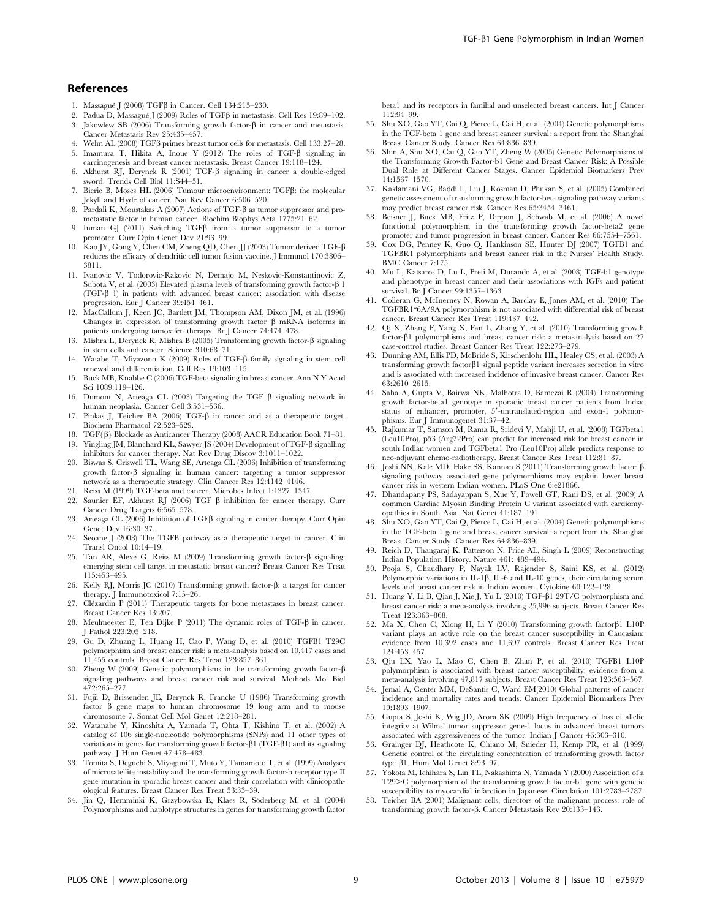## References

1. Massagué J (2008) TGFβ in Cancer. Cell 134:215–230.
2. Padua D, Massagué J (2009) Roles of TGFβ in metastasis. Cell Res 19:89–102.
3. Jakowlew SB (2006) Transforming growth factor-β in cancer and metastasis. Cancer Metastasis Rev 25:435–457.
4. Welm AL (2008) TGFβ primes breast tumor cells for metastasis. Cell 133:27–28.
5. Imamura T, Hikita A, Inoue Y (2012) The roles of TGF-β signaling in carcinogenesis and breast cancer metastasis. Breast Cancer 19:118–124.
6. Akhurst RJ, Derynck R (2001) TGF-β signaling in cancer–a double-edged sword. Trends Cell Biol 11:S44–51.
7. Bierie B, Moses HL (2006) Tumour microenvironment: TGFβ: the molecular Jekyll and Hyde of cancer. Nat Rev Cancer 6:506–520.
8. Pardali K, Moustakas A (2007) Actions of TGF-β as tumor suppressor and pro-metastatic factor in human cancer. Biochim Biophys Acta 1775:21–62.
9. Inman GJ (2011) Switching TGFβ from a tumor suppressor to a tumor promoter. Curr Opin Genet Dev 21:93–99.
10. Kao JY, Gong Y, Chen CM, Zheng QD, Chen JJ (2003) Tumor derived TGF-β reduces the efficacy of dendritic cell tumor fusion vaccine. J Immunol 170:3806–3811.
11. Ivanovic V, Todorovic-Rakovic N, Demajo M, Neskovic-Konstantinovic Z, Subota V, et al. (2003) Elevated plasma levels of transforming growth factor-β 1 (TGF-β 1) in patients with advanced breast cancer: association with disease progression. Eur J Cancer 39:454–461.
12. MacCallum J, Keen JC, Bartlett JM, Thompson AM, Dixon JM, et al. (1996) Changes in expression of transforming growth factor β mRNA isoforms in patients undergoing tamoxifen therapy. Br J Cancer 74:474–478.
13. Mishra L, Derynck R, Mishra B (2005) Transforming growth factor-β signaling in stem cells and cancer. Science 310:68–71.
14. Watabe T, Miyazono K (2009) Roles of TGF-β family signaling in stem cell renewal and differentiation. Cell Res 19:103–115.
15. Buck MB, Knabbe C (2006) TGF-beta signaling in breast cancer. Ann N Y Acad Sci 1089:119–126.
16. Dumont N, Arteaga CL (2003) Targeting the TGF β signaling network in human neoplasia. Cancer Cell 3:531–536.
17. Pinkas J, Teicher BA (2006) TGF-β in cancer and as a therapeutic target. Biochem Pharmacol 72:523–529.
18. TGF{β} Blockade as Anticancer Therapy (2008) AACR Education Book 71–81.
19. Yingling JM, Blanchard KL, Sawyer JS (2004) Development of TGF-β signalling inhibitors for cancer therapy. Nat Rev Drug Discov 3:1011–1022.
20. Biswas S, Criswell TL, Wang SE, Arteaga CL (2006) Inhibition of transforming growth factor-β signaling in human cancer: targeting a tumor suppressor network as a therapeutic strategy. Clin Cancer Res 12:4142–4146.
21. Reiss M (1999) TGF-beta and cancer. Microbes Infect 1:1327–1347.
22. Saunier EF, Akhurst RJ (2006) TGF β inhibition for cancer therapy. Curr Cancer Drug Targets 6:565–578.
23. Arteaga CL (2006) Inhibition of TGFβ signaling in cancer therapy. Curr Opin Genet Dev 16:30–37.
24. Seoane J (2008) The TGFB pathway as a therapeutic target in cancer. Clin Transl Oncol 10:14–19.
25. Tan AR, Alexe G, Reiss M (2009) Transforming growth factor-β signaling: emerging stem cell target in metastatic breast cancer? Breast Cancer Res Treat 115:453–495.
26. Kelly RJ, Morris JC (2010) Transforming growth factor-β: a target for cancer therapy. J Immunotoxicol 7:15–26.
27. Clézardin P (2011) Therapeutic targets for bone metastases in breast cancer. Breast Cancer Res 13:207.
28. Meulmeester E, Ten Dijke P (2011) The dynamic roles of TGF-β in cancer. J Pathol 223:205–218.
29. Gu D, Zhuang L, Huang H, Cao P, Wang D, et al. (2010) TGFB1 T29C polymorphism and breast cancer risk: a meta-analysis based on 10,417 cases and 11,455 controls. Breast Cancer Res Treat 123:857–861.
30. Zheng W (2009) Genetic polymorphisms in the transforming growth factor-β signaling pathways and breast cancer risk and survival. Methods Mol Biol 472:265–277.
31. Fujii D, Brissenden JE, Derynck R, Francke U (1986) Transforming growth factor β gene maps to human chromosome 19 long arm and to mouse chromosome 7. Somat Cell Mol Genet 12:218–281.
32. Watanabe Y, Kinoshita A, Yamada T, Ohta T, Kishino T, et al. (2002) A catalog of 106 single-nucleotide polymorphisms (SNPs) and 11 other types of variations in genes for transforming growth factor-β1 (TGF-β1) and its signaling pathway. J Hum Genet 47:478–483.
33. Tomita S, Deguchi S, Miyaguni T, Muto Y, Tamamoto T, et al. (1999) Analyses of microsatellite instability and the transforming growth factor-b receptor type II gene mutation in sporadic breast cancer and their correlation with clinicopathological features. Breast Cancer Res Treat 53:33–39.
34. Jin Q, Hemminki K, Grzybowska E, Klaes R, Söderberg M, et al. (2004) Polymorphisms and haplotype structures in genes for transforming growth factor beta1 and its receptors in familial and unselected breast cancers. Int J Cancer 112:94–99.
35. Shu XO, Gao YT, Cai Q, Pierce L, Cai H, et al. (2004) Genetic polymorphisms in the TGF-beta 1 gene and breast cancer survival: a report from the Shanghai Breast Cancer Study. Cancer Res 64:836–839.
36. Shin A, Shu XO, Cai Q, Gao YT, Zheng W (2005) Genetic Polymorphisms of the Transforming Growth Factor-b1 Gene and Breast Cancer Risk: A Possible Dual Role at Different Cancer Stages. Cancer Epidemiol Biomarkers Prev 14:1567–1570.
37. Kaklamani VG, Baddi L, Liu J, Rosman D, Phukan S, et al. (2005) Combined genetic assessment of transforming growth factor-beta signaling pathway variants may predict breast cancer risk. Cancer Res 65:3454–3461.
38. Beisner J, Buck MB, Fritz P, Dippon J, Schwab M, et al. (2006) A novel functional polymorphism in the transforming growth factor-beta2 gene promoter and tumor progression in breast cancer. Cancer Res 66:7554–7561.
39. Cox DG, Penney K, Guo Q, Hankinson SE, Hunter DJ (2007) TGFB1 and TGFBR1 polymorphisms and breast cancer risk in the Nurses' Health Study. BMC Cancer 7:175.
40. Mu L, Katsaros D, Lu L, Preti M, Durando A, et al. (2008) TGF-b1 genotype and phenotype in breast cancer and their associations with IGFs and patient survival. Br J Cancer 99:1357–1363.
41. Colleran G, McInerney N, Rowan A, Barclay E, Jones AM, et al. (2010) The TGFBR1*6A/9A polymorphism is not associated with differential risk of breast cancer. Breast Cancer Res Treat 119:437–442.
42. Qi X, Zhang F, Yang X, Fan L, Zhang Y, et al. (2010) Transforming growth factor-β1 polymorphisms and breast cancer risk: a meta-analysis based on 27 case-control studies. Breast Cancer Res Treat 122:273–279.
43. Dunning AM, Ellis PD, McBride S, Kirschenlohr HL, Healey CS, et al. (2003) A transforming growth factorβ1 signal peptide variant increases secretion in vitro and is associated with increased incidence of invasive breast cancer. Cancer Res 63:2610–2615.
44. Saha A, Gupta V, Bairwa NK, Malhotra D, Bamezai R (2004) Transforming growth factor-beta1 genotype in sporadic breast cancer patients from India: status of enhancer, promoter, 5′-untranslated-region and exon-1 polymorphisms. Eur J Immunogenet 31:37–42.
45. Rajkumar T, Samson M, Rama R, Sridevi V, Mahji U, et al. (2008) TGFbeta1 (Leu10Pro), p53 (Arg72Pro) can predict for increased risk for breast cancer in south Indian women and TGFbeta1 Pro (Leu10Pro) allele predicts response to neo-adjuvant chemo-radiotherapy. Breast Cancer Res Treat 112:81–87.
46. Joshi NN, Kale MD, Hake SS, Kannan S (2011) Transforming growth factor β signaling pathway associated gene polymorphisms may explain lower breast cancer risk in western Indian women. PLoS One 6:e21866.
47. Dhandapany PS, Sadayappan S, Xue Y, Powell GT, Rani DS, et al. (2009) A common Cardiac Myosin Binding Protein C variant associated with cardiomyopathies in South Asia. Nat Genet 41:187–191.
48. Shu XO, Gao YT, Cai Q, Pierce L, Cai H, et al. (2004) Genetic polymorphisms in the TGF-beta 1 gene and breast cancer survival: a report from the Shanghai Breast Cancer Study. Cancer Res 64:836–839.
49. Reich D, Thangaraj K, Patterson N, Price AL, Singh L (2009) Reconstructing Indian Population History. Nature 461: 489–494.
50. Pooja S, Chaudhary P, Nayak LV, Rajender S, Saini KS, et al. (2012) Polymorphic variations in IL-1β, IL-6 and IL-10 genes, their circulating serum levels and breast cancer risk in Indian women. Cytokine 60:122–128.
51. Huang Y, Li B, Qian J, Xie J, Yu L (2010) TGF-β1 29T/C polymorphism and breast cancer risk: a meta-analysis involving 25,996 subjects. Breast Cancer Res Treat 123:863–868.
52. Ma X, Chen C, Xiong H, Li Y (2010) Transforming growth factorβ1 L10P variant plays an active role on the breast cancer susceptibility in Caucasian: evidence from 10,392 cases and 11,697 controls. Breast Cancer Res Treat 124:453–457.
53. Qiu LX, Yao L, Mao C, Chen B, Zhan P, et al. (2010) TGFB1 L10P polymorphism is associated with breast cancer susceptibility: evidence from a meta-analysis involving 47,817 subjects. Breast Cancer Res Treat 123:563–567.
54. Jemal A, Center MM, DeSantis C, Ward EM(2010) Global patterns of cancer incidence and mortality rates and trends. Cancer Epidemiol Biomarkers Prev 19:1893–1907.
55. Gupta S, Joshi K, Wig JD, Arora SK (2009) High frequency of loss of allelic integrity at Wilms' tumor suppressor gene-1 locus in advanced breast tumors associated with aggressiveness of the tumor. Indian J Cancer 46:303–310.
56. Grainger DJ, Heathcote K, Chiano M, Snieder H, Kemp PR, et al. (1999) Genetic control of the circulating concentration of transforming growth factor type β1. Hum Mol Genet 8:93–97.
57. Yokota M, Ichihara S, Lin TL, Nakashima N, Yamada Y (2000) Association of a T29>C polymorphism of the transforming growth factor-b1 gene with genetic susceptibility to myocardial infarction in Japanese. Circulation 101:2783–2787.
58. Teicher BA (2001) Malignant cells, directors of the malignant process: role of transforming growth factor-β. Cancer Metastasis Rev 20:133–143.